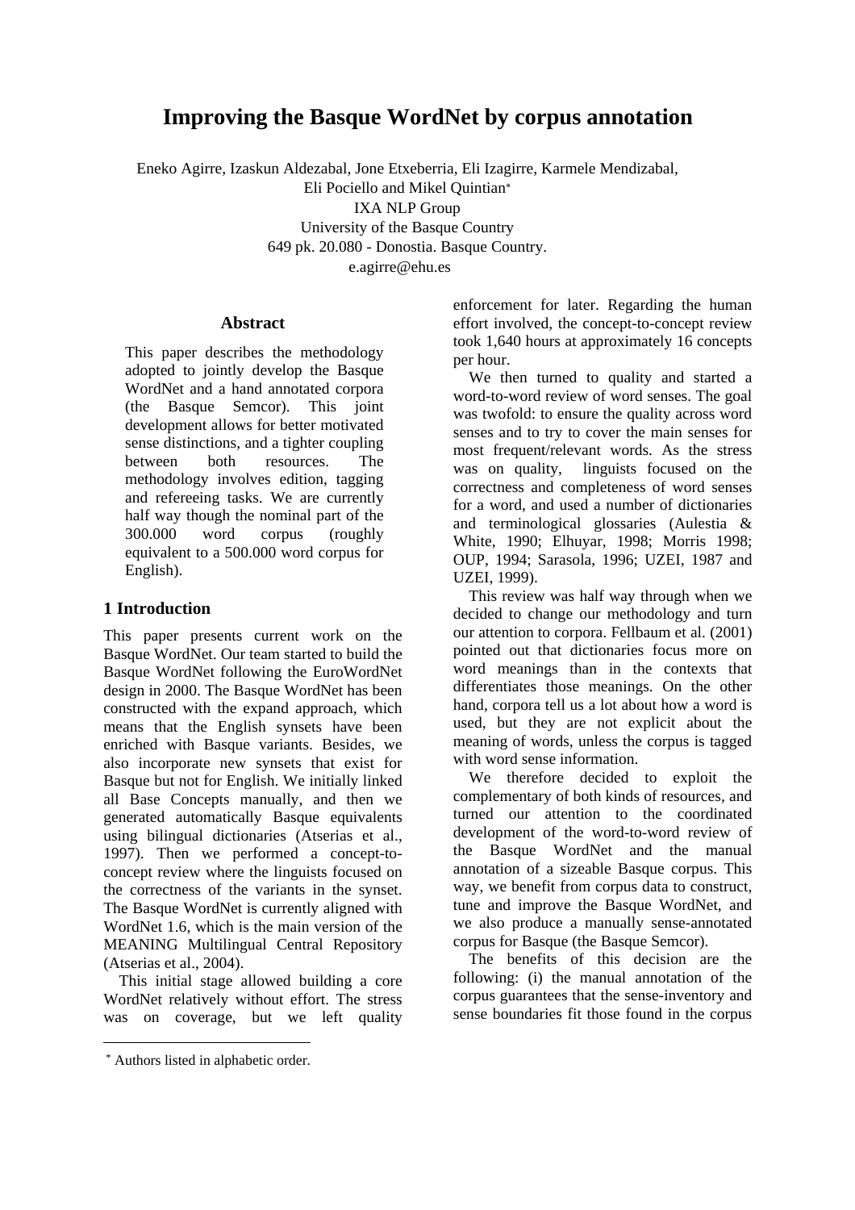# Improving the Basque WordNet by corpus annotation

Eneko Agirre, Izaskun Aldezabal, Jone Etxeberria, Eli Izagirre, Karmele Mendizabal, Eli Pociello and Mikel Quintian*

IXA NLP Group
University of the Basque Country
649 pk. 20.080 - Donostia. Basque Country.
e.agirre@ehu.es

## Abstract

This paper describes the methodology adopted to jointly develop the Basque WordNet and a hand annotated corpora (the Basque Semcor). This joint development allows for better motivated sense distinctions, and a tighter coupling between both resources. The methodology involves edition, tagging and refereeing tasks. We are currently half way though the nominal part of the 300.000 word corpus (roughly equivalent to a 500.000 word corpus for English).

## 1 Introduction

This paper presents current work on the Basque WordNet. Our team started to build the Basque WordNet following the EuroWordNet design in 2000. The Basque WordNet has been constructed with the expand approach, which means that the English synsets have been enriched with Basque variants. Besides, we also incorporate new synsets that exist for Basque but not for English. We initially linked all Base Concepts manually, and then we generated automatically Basque equivalents using bilingual dictionaries (Atserias et al., 1997). Then we performed a concept-to-concept review where the linguists focused on the correctness of the variants in the synset. The Basque WordNet is currently aligned with WordNet 1.6, which is the main version of the MEANING Multilingual Central Repository (Atserias et al., 2004).

This initial stage allowed building a core WordNet relatively without effort. The stress was on coverage, but we left quality enforcement for later. Regarding the human effort involved, the concept-to-concept review took 1,640 hours at approximately 16 concepts per hour.

We then turned to quality and started a word-to-word review of word senses. The goal was twofold: to ensure the quality across word senses and to try to cover the main senses for most frequent/relevant words. As the stress was on quality, linguists focused on the correctness and completeness of word senses for a word, and used a number of dictionaries and terminological glossaries (Aulestia & White, 1990; Elhuyar, 1998; Morris 1998; OUP, 1994; Sarasola, 1996; UZEI, 1987 and UZEI, 1999).

This review was half way through when we decided to change our methodology and turn our attention to corpora. Fellbaum et al. (2001) pointed out that dictionaries focus more on word meanings than in the contexts that differentiates those meanings. On the other hand, corpora tell us a lot about how a word is used, but they are not explicit about the meaning of words, unless the corpus is tagged with word sense information.

We therefore decided to exploit the complementary of both kinds of resources, and turned our attention to the coordinated development of the word-to-word review of the Basque WordNet and the manual annotation of a sizeable Basque corpus. This way, we benefit from corpus data to construct, tune and improve the Basque WordNet, and we also produce a manually sense-annotated corpus for Basque (the Basque Semcor).

The benefits of this decision are the following: (i) the manual annotation of the corpus guarantees that the sense-inventory and sense boundaries fit those found in the corpus

* Authors listed in alphabetic order.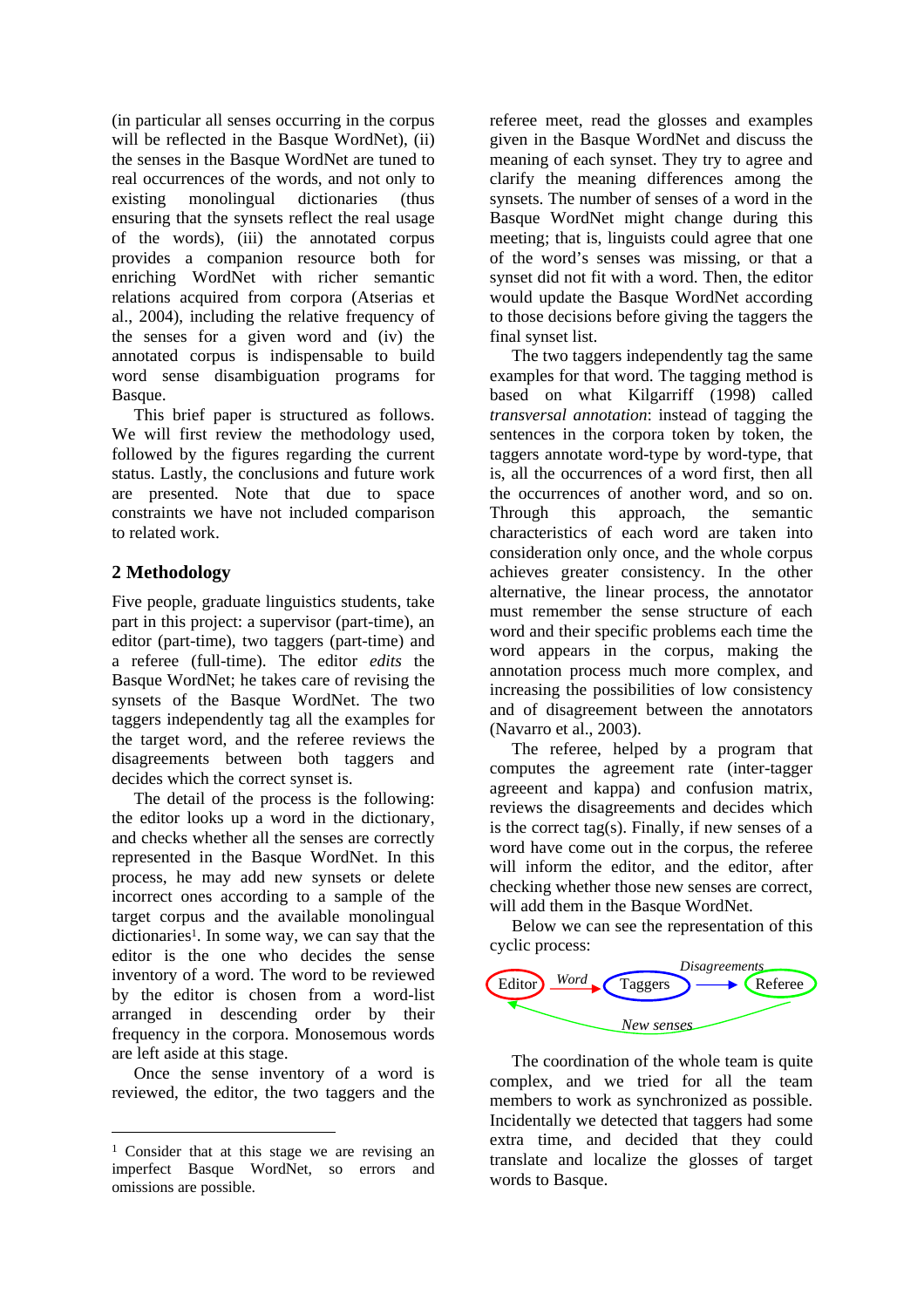(in particular all senses occurring in the corpus will be reflected in the Basque WordNet), (ii) the senses in the Basque WordNet are tuned to real occurrences of the words, and not only to existing monolingual dictionaries (thus ensuring that the synsets reflect the real usage of the words), (iii) the annotated corpus provides a companion resource both for enriching WordNet with richer semantic relations acquired from corpora (Atserias et al., 2004), including the relative frequency of the senses for a given word and (iv) the annotated corpus is indispensable to build word sense disambiguation programs for Basque.

This brief paper is structured as follows. We will first review the methodology used, followed by the figures regarding the current status. Lastly, the conclusions and future work are presented. Note that due to space constraints we have not included comparison to related work.

## 2 Methodology

Five people, graduate linguistics students, take part in this project: a supervisor (part-time), an editor (part-time), two taggers (part-time) and a referee (full-time). The editor *edits* the Basque WordNet; he takes care of revising the synsets of the Basque WordNet. The two taggers independently tag all the examples for the target word, and the referee reviews the disagreements between both taggers and decides which the correct synset is.

The detail of the process is the following: the editor looks up a word in the dictionary, and checks whether all the senses are correctly represented in the Basque WordNet. In this process, he may add new synsets or delete incorrect ones according to a sample of the target corpus and the available monolingual dictionaries[1]. In some way, we can say that the editor is the one who decides the sense inventory of a word. The word to be reviewed by the editor is chosen from a word-list arranged in descending order by their frequency in the corpora. Monosemous words are left aside at this stage.

Once the sense inventory of a word is reviewed, the editor, the two taggers and the referee meet, read the glosses and examples given in the Basque WordNet and discuss the meaning of each synset. They try to agree and clarify the meaning differences among the synsets. The number of senses of a word in the Basque WordNet might change during this meeting; that is, linguists could agree that one of the word's senses was missing, or that a synset did not fit with a word. Then, the editor would update the Basque WordNet according to those decisions before giving the taggers the final synset list.

The two taggers independently tag the same examples for that word. The tagging method is based on what Kilgarriff (1998) called *transversal annotation*: instead of tagging the sentences in the corpora token by token, the taggers annotate word-type by word-type, that is, all the occurrences of a word first, then all the occurrences of another word, and so on. Through this approach, the semantic characteristics of each word are taken into consideration only once, and the whole corpus achieves greater consistency. In the other alternative, the linear process, the annotator must remember the sense structure of each word and their specific problems each time the word appears in the corpus, making the annotation process much more complex, and increasing the possibilities of low consistency and of disagreement between the annotators (Navarro et al., 2003).

The referee, helped by a program that computes the agreement rate (inter-tagger agreent and kappa) and confusion matrix, reviews the disagreements and decides which is the correct tag(s). Finally, if new senses of a word have come out in the corpus, the referee will inform the editor, and the editor, after checking whether those new senses are correct, will add them in the Basque WordNet.

Below we can see the representation of this cyclic process:

Editor —*Word*→ Taggers —*Disagreements*→ Referee —*New senses*→ Editor

The coordination of the whole team is quite complex, and we tried for all the team members to work as synchronized as possible. Incidentally we detected that taggers had some extra time, and decided that they could translate and localize the glosses of target words to Basque.

[1] Consider that at this stage we are revising an imperfect Basque WordNet, so errors and omissions are possible.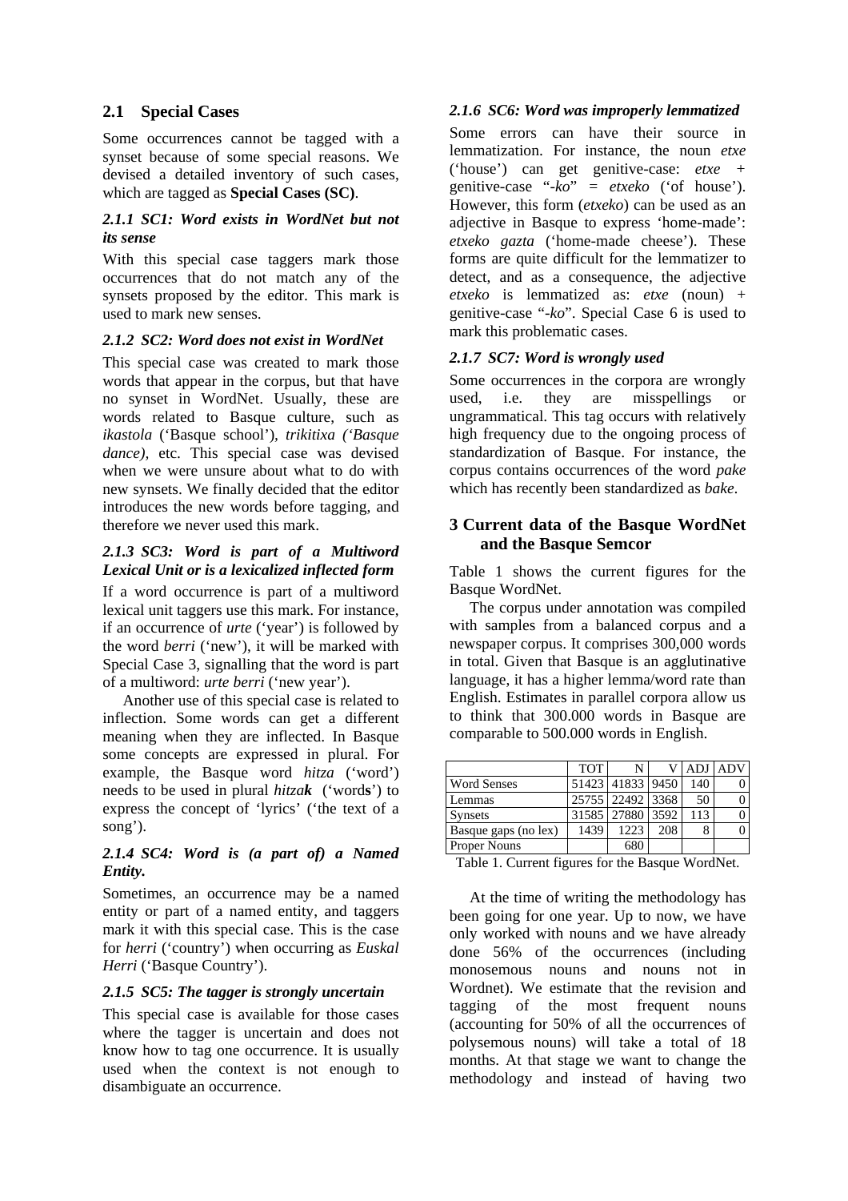## 2.1 Special Cases

Some occurrences cannot be tagged with a synset because of some special reasons. We devised a detailed inventory of such cases, which are tagged as **Special Cases (SC)**.

### *2.1.1 SC1: Word exists in WordNet but not its sense*

With this special case taggers mark those occurrences that do not match any of the synsets proposed by the editor. This mark is used to mark new senses.

### *2.1.2 SC2: Word does not exist in WordNet*

This special case was created to mark those words that appear in the corpus, but that have no synset in WordNet. Usually, these are words related to Basque culture, such as *ikastola* ('Basque school'), *trikitixa ('Basque dance),* etc. This special case was devised when we were unsure about what to do with new synsets. We finally decided that the editor introduces the new words before tagging, and therefore we never used this mark.

### *2.1.3 SC3: Word is part of a Multiword Lexical Unit or is a lexicalized inflected form*

If a word occurrence is part of a multiword lexical unit taggers use this mark. For instance, if an occurrence of *urte* ('year') is followed by the word *berri* ('new'), it will be marked with Special Case 3, signalling that the word is part of a multiword: *urte berri* ('new year').

Another use of this special case is related to inflection. Some words can get a different meaning when they are inflected. In Basque some concepts are expressed in plural. For example, the Basque word *hitza* ('word') needs to be used in plural *hitza**k*** ('word**s**') to express the concept of 'lyrics' ('the text of a song').

### *2.1.4 SC4: Word is (a part of) a Named Entity.*

Sometimes, an occurrence may be a named entity or part of a named entity, and taggers mark it with this special case. This is the case for *herri* ('country') when occurring as *Euskal Herri* ('Basque Country').

### *2.1.5 SC5: The tagger is strongly uncertain*

This special case is available for those cases where the tagger is uncertain and does not know how to tag one occurrence. It is usually used when the context is not enough to disambiguate an occurrence.

### *2.1.6 SC6: Word was improperly lemmatized*

Some errors can have their source in lemmatization. For instance, the noun *etxe* ('house') can get genitive-case: *etxe* + genitive-case "*-ko*" = *etxeko* ('of house'). However, this form (*etxeko*) can be used as an adjective in Basque to express 'home-made': *etxeko gazta* ('home-made cheese'). These forms are quite difficult for the lemmatizer to detect, and as a consequence, the adjective *etxeko* is lemmatized as: *etxe* (noun) + genitive-case "*-ko*". Special Case 6 is used to mark this problematic cases.

### *2.1.7 SC7: Word is wrongly used*

Some occurrences in the corpora are wrongly used, i.e. they are misspellings or ungrammatical. This tag occurs with relatively high frequency due to the ongoing process of standardization of Basque. For instance, the corpus contains occurrences of the word *pake* which has recently been standardized as *bake*.

## 3 Current data of the Basque WordNet and the Basque Semcor

Table 1 shows the current figures for the Basque WordNet.

The corpus under annotation was compiled with samples from a balanced corpus and a newspaper corpus. It comprises 300,000 words in total. Given that Basque is an agglutinative language, it has a higher lemma/word rate than English. Estimates in parallel corpora allow us to think that 300.000 words in Basque are comparable to 500.000 words in English.

| | TOT | N | V | ADJ | ADV |
|---|---|---|---|---|---|
| Word Senses | 51423 | 41833 | 9450 | 140 | 0 |
| Lemmas | 25755 | 22492 | 3368 | 50 | 0 |
| Synsets | 31585 | 27880 | 3592 | 113 | 0 |
| Basque gaps (no lex) | 1439 | 1223 | 208 | 8 | 0 |
| Proper Nouns | | 680 | | | |

Table 1. Current figures for the Basque WordNet.

At the time of writing the methodology has been going for one year. Up to now, we have only worked with nouns and we have already done 56% of the occurrences (including monosemous nouns and nouns not in Wordnet). We estimate that the revision and tagging of the most frequent nouns (accounting for 50% of all the occurrences of polysemous nouns) will take a total of 18 months. At that stage we want to change the methodology and instead of having two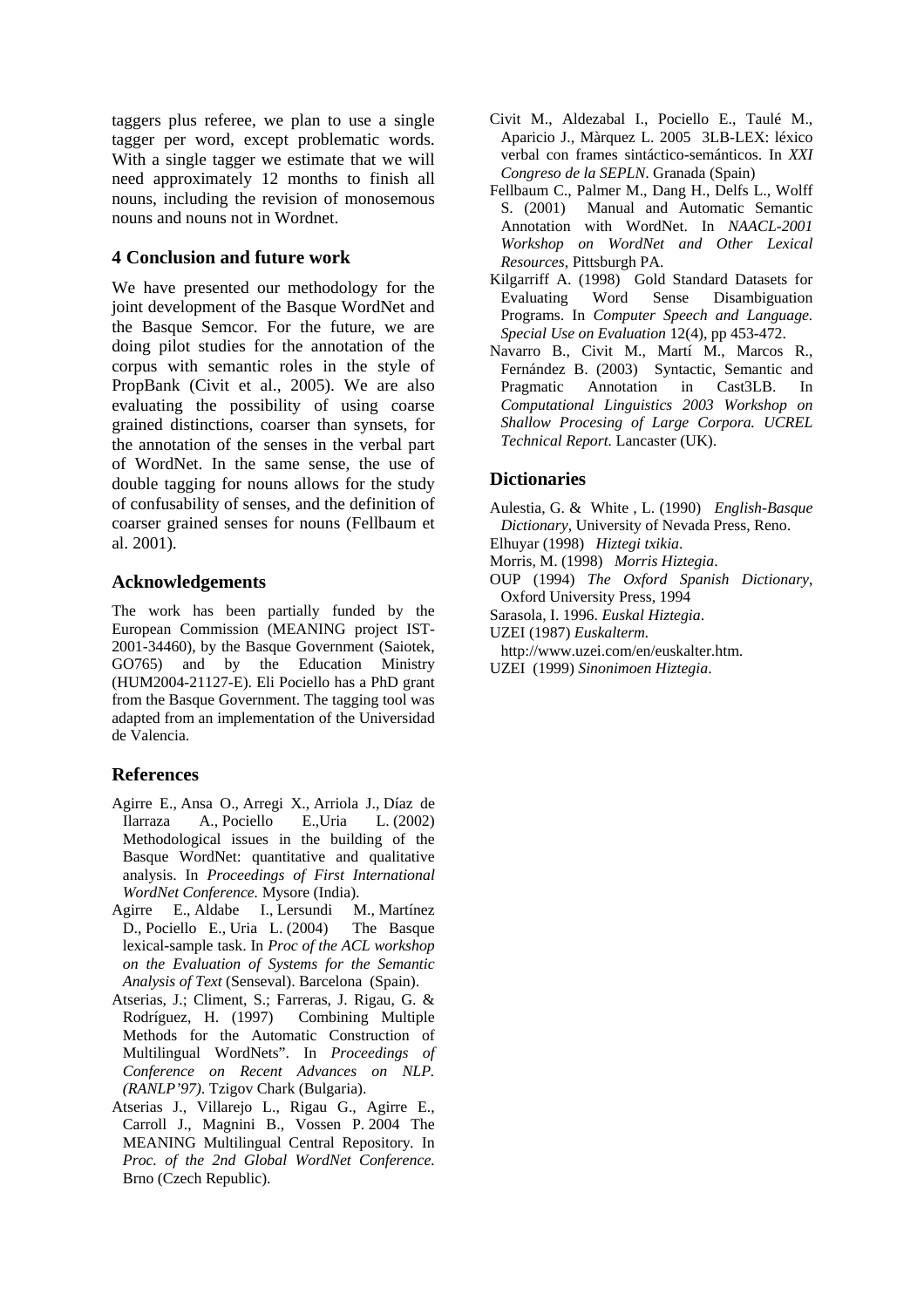taggers plus referee, we plan to use a single tagger per word, except problematic words. With a single tagger we estimate that we will need approximately 12 months to finish all nouns, including the revision of monosemous nouns and nouns not in Wordnet.

## 4 Conclusion and future work

We have presented our methodology for the joint development of the Basque WordNet and the Basque Semcor. For the future, we are doing pilot studies for the annotation of the corpus with semantic roles in the style of PropBank (Civit et al., 2005). We are also evaluating the possibility of using coarse grained distinctions, coarser than synsets, for the annotation of the senses in the verbal part of WordNet. In the same sense, the use of double tagging for nouns allows for the study of confusability of senses, and the definition of coarser grained senses for nouns (Fellbaum et al. 2001).

## Acknowledgements

The work has been partially funded by the European Commission (MEANING project IST-2001-34460), by the Basque Government (Saiotek, GO765) and by the Education Ministry (HUM2004-21127-E). Eli Pociello has a PhD grant from the Basque Government. The tagging tool was adapted from an implementation of the Universidad de Valencia.

## References

Agirre E., Ansa O., Arregi X., Arriola J., Díaz de Ilarraza A., Pociello E.,Uria L. (2002) Methodological issues in the building of the Basque WordNet: quantitative and qualitative analysis. In *Proceedings of First International WordNet Conference.* Mysore (India).

Agirre E., Aldabe I., Lersundi M., Martínez D., Pociello E., Uria L. (2004) The Basque lexical-sample task. In *Proc of the ACL workshop on the Evaluation of Systems for the Semantic Analysis of Text* (Senseval). Barcelona (Spain).

Atserias, J.; Climent, S.; Farreras, J. Rigau, G. & Rodríguez, H. (1997) Combining Multiple Methods for the Automatic Construction of Multilingual WordNets". In *Proceedings of Conference on Recent Advances on NLP. (RANLP'97)*. Tzigov Chark (Bulgaria).

Atserias J., Villarejo L., Rigau G., Agirre E., Carroll J., Magnini B., Vossen P. 2004 The MEANING Multilingual Central Repository. In *Proc. of the 2nd Global WordNet Conference.* Brno (Czech Republic).

Civit M., Aldezabal I., Pociello E., Taulé M., Aparicio J., Màrquez L. 2005 3LB-LEX: léxico verbal con frames sintáctico-semánticos. In *XXI Congreso de la SEPLN*. Granada (Spain)

Fellbaum C., Palmer M., Dang H., Delfs L., Wolff S. (2001) Manual and Automatic Semantic Annotation with WordNet. In *NAACL-2001 Workshop on WordNet and Other Lexical Resources*, Pittsburgh PA.

Kilgarriff A. (1998) Gold Standard Datasets for Evaluating Word Sense Disambiguation Programs. In *Computer Speech and Language. Special Use on Evaluation* 12(4), pp 453-472.

Navarro B., Civit M., Martí M., Marcos R., Fernández B. (2003) Syntactic, Semantic and Pragmatic Annotation in Cast3LB. In *Computational Linguistics 2003 Workshop on Shallow Procesing of Large Corpora. UCREL Technical Report.* Lancaster (UK).

## Dictionaries

Aulestia, G. & White , L. (1990) *English-Basque Dictionary*, University of Nevada Press, Reno.

Elhuyar (1998) *Hiztegi txikia*.

Morris, M. (1998) *Morris Hiztegia*.

OUP (1994) *The Oxford Spanish Dictionary*, Oxford University Press, 1994

Sarasola, I. 1996. *Euskal Hiztegia*.

UZEI (1987) *Euskalterm*.
http://www.uzei.com/en/euskalter.htm.

UZEI (1999) *Sinonimoen Hiztegia*.